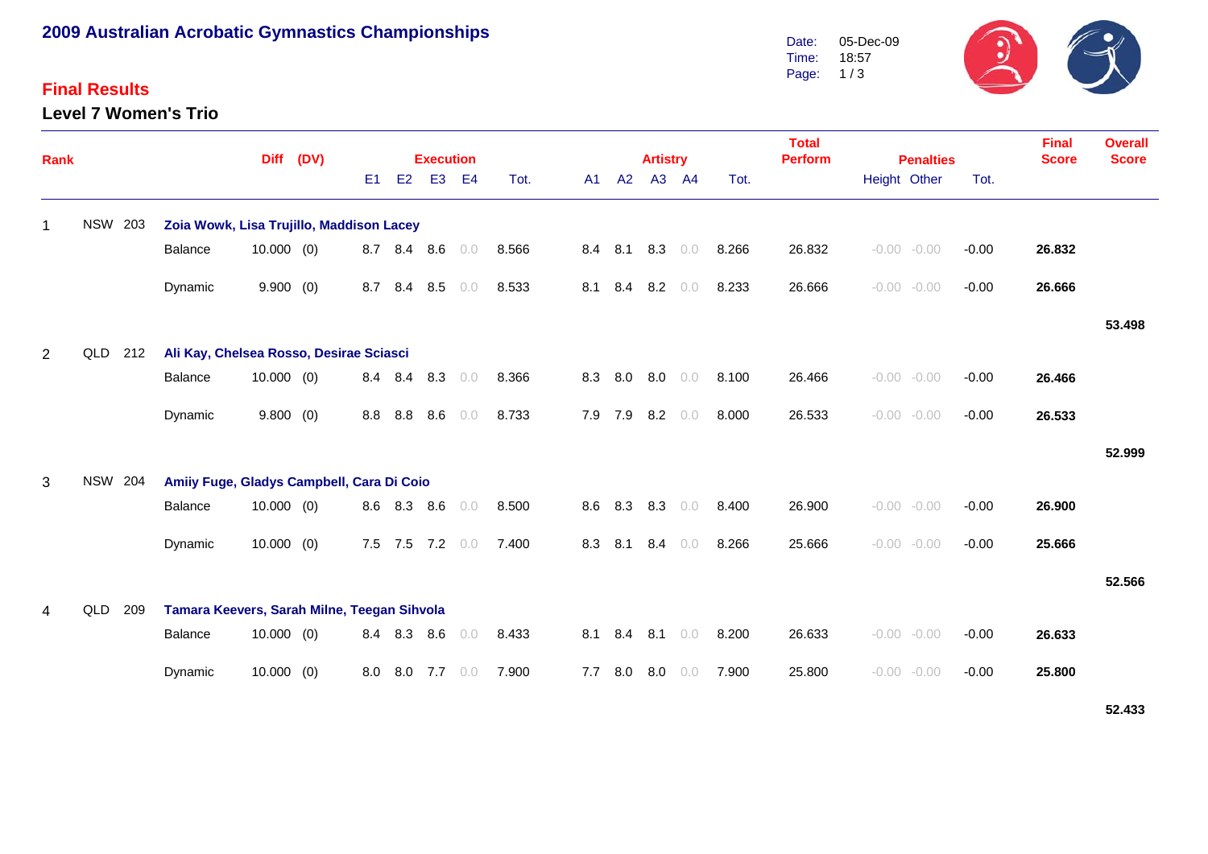# 2009 Australian Acrobatic Gymnastics Championships

Date: 05-Dec-09
Time: 18:57

## Final Results

### Level 7 Women's Trio

| Rank | | | | Diff | (DV) | Execution | | | | | Artistry | | | | | Total Perform | Penalties | | | Final Score | Overall Score |
|---|---|---|---|---|---|---|---|---|---|---|---|---|---|---|---|---|---|---|---|---|---|
| | | | | | | E1 | E2 | E3 | E4 | Tot. | A1 | A2 | A3 | A4 | Tot. | | Height | Other | Tot. | | |
| 1 | NSW | 203 | **Zoia Wowk, Lisa Trujillo, Maddison Lacey** | | | | | | | | | | | | | | | | | | |
| | | | Balance | 10.000 | (0) | 8.7 | 8.4 | 8.6 | 0.0 | 8.566 | 8.4 | 8.1 | 8.3 | 0.0 | 8.266 | 26.832 | -0.00 | -0.00 | -0.00 | **26.832** | |
| | | | Dynamic | 9.900 | (0) | 8.7 | 8.4 | 8.5 | 0.0 | 8.533 | 8.1 | 8.4 | 8.2 | 0.0 | 8.233 | 26.666 | -0.00 | -0.00 | -0.00 | **26.666** | |
| | | | | | | | | | | | | | | | | | | | | | **53.498** |
| 2 | QLD | 212 | **Ali Kay, Chelsea Rosso, Desirae Sciasci** | | | | | | | | | | | | | | | | | | |
| | | | Balance | 10.000 | (0) | 8.4 | 8.4 | 8.3 | 0.0 | 8.366 | 8.3 | 8.0 | 8.0 | 0.0 | 8.100 | 26.466 | -0.00 | -0.00 | -0.00 | **26.466** | |
| | | | Dynamic | 9.800 | (0) | 8.8 | 8.8 | 8.6 | 0.0 | 8.733 | 7.9 | 7.9 | 8.2 | 0.0 | 8.000 | 26.533 | -0.00 | -0.00 | -0.00 | **26.533** | |
| | | | | | | | | | | | | | | | | | | | | | **52.999** |
| 3 | NSW | 204 | **Amiiy Fuge, Gladys Campbell, Cara Di Coio** | | | | | | | | | | | | | | | | | | |
| | | | Balance | 10.000 | (0) | 8.6 | 8.3 | 8.6 | 0.0 | 8.500 | 8.6 | 8.3 | 8.3 | 0.0 | 8.400 | 26.900 | -0.00 | -0.00 | -0.00 | **26.900** | |
| | | | Dynamic | 10.000 | (0) | 7.5 | 7.5 | 7.2 | 0.0 | 7.400 | 8.3 | 8.1 | 8.4 | 0.0 | 8.266 | 25.666 | -0.00 | -0.00 | -0.00 | **25.666** | |
| | | | | | | | | | | | | | | | | | | | | | **52.566** |
| 4 | QLD | 209 | **Tamara Keevers, Sarah Milne, Teegan Sihvola** | | | | | | | | | | | | | | | | | | |
| | | | Balance | 10.000 | (0) | 8.4 | 8.3 | 8.6 | 0.0 | 8.433 | 8.1 | 8.4 | 8.1 | 0.0 | 8.200 | 26.633 | -0.00 | -0.00 | -0.00 | **26.633** | |
| | | | Dynamic | 10.000 | (0) | 8.0 | 8.0 | 7.7 | 0.0 | 7.900 | 7.7 | 8.0 | 8.0 | 0.0 | 7.900 | 25.800 | -0.00 | -0.00 | -0.00 | **25.800** | |
| | | | | | | | | | | | | | | | | | | | | | **52.433** |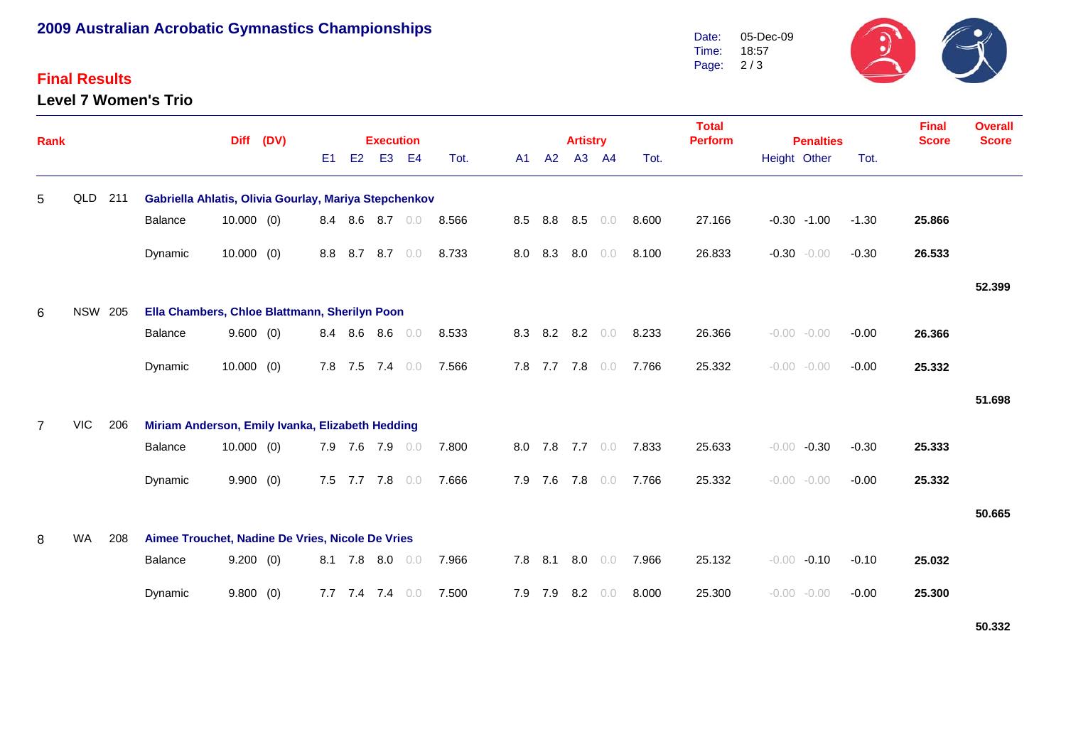# 2009 Australian Acrobatic Gymnastics Championships

Date: 05-Dec-09
Time: 18:57

## Final Results

### Level 7 Women's Trio

| Rank | | | | Diff | (DV) | Execution E1 | E2 | E3 | E4 | Tot. | Artistry A1 | A2 | A3 | A4 | Tot. | Total Perform | Penalties Height | Other | Tot. | Final Score | Overall Score |
|---|---|---|---|---|---|---|---|---|---|---|---|---|---|---|---|---|---|---|---|---|---|
| 5 | QLD | 211 | **Gabriella Ahlatis, Olivia Gourlay, Mariya Stepchenkov** | | | | | | | | | | | | | | | | | | |
| | | | Balance | 10.000 | (0) | 8.4 | 8.6 | 8.7 | 0.0 | 8.566 | 8.5 | 8.8 | 8.5 | 0.0 | 8.600 | 27.166 | -0.30 | -1.00 | -1.30 | **25.866** | |
| | | | Dynamic | 10.000 | (0) | 8.8 | 8.7 | 8.7 | 0.0 | 8.733 | 8.0 | 8.3 | 8.0 | 0.0 | 8.100 | 26.833 | -0.30 | -0.00 | -0.30 | **26.533** | |
| | | | | | | | | | | | | | | | | | | | | | **52.399** |
| 6 | NSW | 205 | **Ella Chambers, Chloe Blattmann, Sherilyn Poon** | | | | | | | | | | | | | | | | | | |
| | | | Balance | 9.600 | (0) | 8.4 | 8.6 | 8.6 | 0.0 | 8.533 | 8.3 | 8.2 | 8.2 | 0.0 | 8.233 | 26.366 | -0.00 | -0.00 | -0.00 | **26.366** | |
| | | | Dynamic | 10.000 | (0) | 7.8 | 7.5 | 7.4 | 0.0 | 7.566 | 7.8 | 7.7 | 7.8 | 0.0 | 7.766 | 25.332 | -0.00 | -0.00 | -0.00 | **25.332** | |
| | | | | | | | | | | | | | | | | | | | | | **51.698** |
| 7 | VIC | 206 | **Miriam Anderson, Emily Ivanka, Elizabeth Hedding** | | | | | | | | | | | | | | | | | | |
| | | | Balance | 10.000 | (0) | 7.9 | 7.6 | 7.9 | 0.0 | 7.800 | 8.0 | 7.8 | 7.7 | 0.0 | 7.833 | 25.633 | -0.00 | -0.30 | -0.30 | **25.333** | |
| | | | Dynamic | 9.900 | (0) | 7.5 | 7.7 | 7.8 | 0.0 | 7.666 | 7.9 | 7.6 | 7.8 | 0.0 | 7.766 | 25.332 | -0.00 | -0.00 | -0.00 | **25.332** | |
| | | | | | | | | | | | | | | | | | | | | | **50.665** |
| 8 | WA | 208 | **Aimee Trouchet, Nadine De Vries, Nicole De Vries** | | | | | | | | | | | | | | | | | | |
| | | | Balance | 9.200 | (0) | 8.1 | 7.8 | 8.0 | 0.0 | 7.966 | 7.8 | 8.1 | 8.0 | 0.0 | 7.966 | 25.132 | -0.00 | -0.10 | -0.10 | **25.032** | |
| | | | Dynamic | 9.800 | (0) | 7.7 | 7.4 | 7.4 | 0.0 | 7.500 | 7.9 | 7.9 | 8.2 | 0.0 | 8.000 | 25.300 | -0.00 | -0.00 | -0.00 | **25.300** | |
| | | | | | | | | | | | | | | | | | | | | | **50.332** |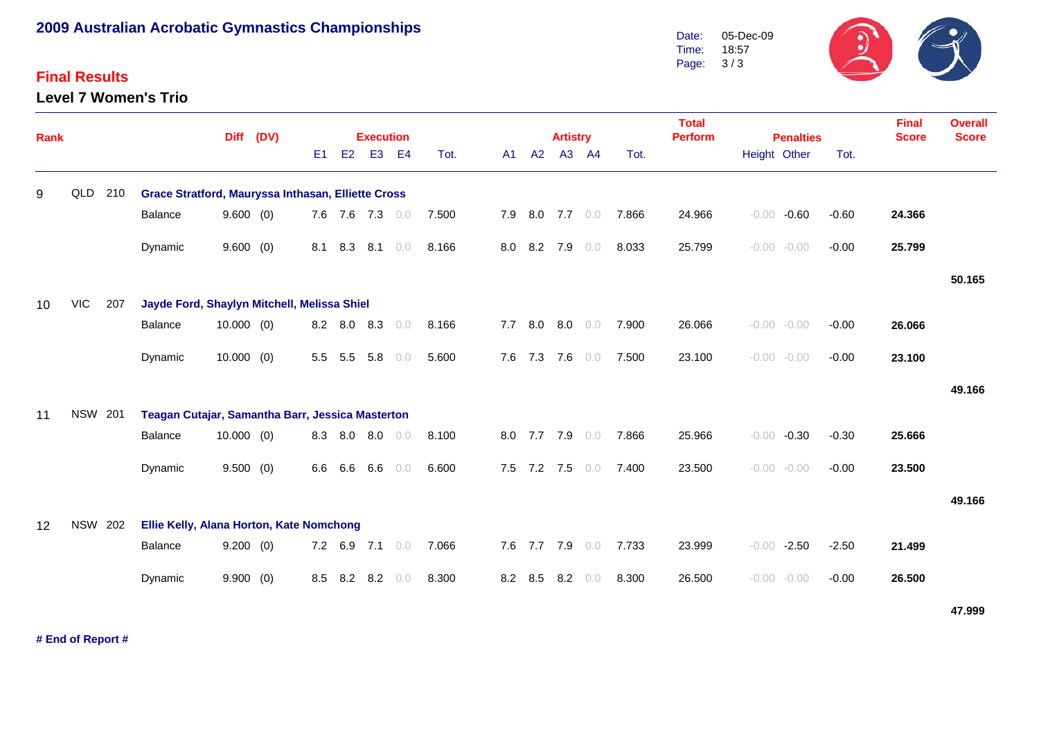# 2009 Australian Acrobatic Gymnastics Championships

Date: 05-Dec-09
Time: 18:57

## Final Results

### Level 7 Women's Trio

| Rank | | | | Diff | (DV) | Execution E1 | E2 | E3 | E4 | Tot. | Artistry A1 | A2 | A3 | A4 | Tot. | Total Perform | Penalties Height | Other | Tot. | Final Score | Overall Score |
|---|---|---|---|---|---|---|---|---|---|---|---|---|---|---|---|---|---|---|---|---|---|
| 9 | QLD | 210 | **Grace Stratford, Mauryssa Inthasan, Elliette Cross** | | | | | | | | | | | | | | | | | | |
| | | | Balance | 9.600 | (0) | 7.6 | 7.6 | 7.3 | 0.0 | 7.500 | 7.9 | 8.0 | 7.7 | 0.0 | 7.866 | 24.966 | -0.00 | -0.60 | -0.60 | **24.366** | |
| | | | Dynamic | 9.600 | (0) | 8.1 | 8.3 | 8.1 | 0.0 | 8.166 | 8.0 | 8.2 | 7.9 | 0.0 | 8.033 | 25.799 | -0.00 | -0.00 | -0.00 | **25.799** | |
| | | | | | | | | | | | | | | | | | | | | | **50.165** |
| 10 | VIC | 207 | **Jayde Ford, Shaylyn Mitchell, Melissa Shiel** | | | | | | | | | | | | | | | | | | |
| | | | Balance | 10.000 | (0) | 8.2 | 8.0 | 8.3 | 0.0 | 8.166 | 7.7 | 8.0 | 8.0 | 0.0 | 7.900 | 26.066 | -0.00 | -0.00 | -0.00 | **26.066** | |
| | | | Dynamic | 10.000 | (0) | 5.5 | 5.5 | 5.8 | 0.0 | 5.600 | 7.6 | 7.3 | 7.6 | 0.0 | 7.500 | 23.100 | -0.00 | -0.00 | -0.00 | **23.100** | |
| | | | | | | | | | | | | | | | | | | | | | **49.166** |
| 11 | NSW | 201 | **Teagan Cutajar, Samantha Barr, Jessica Masterton** | | | | | | | | | | | | | | | | | | |
| | | | Balance | 10.000 | (0) | 8.3 | 8.0 | 8.0 | 0.0 | 8.100 | 8.0 | 7.7 | 7.9 | 0.0 | 7.866 | 25.966 | -0.00 | -0.30 | -0.30 | **25.666** | |
| | | | Dynamic | 9.500 | (0) | 6.6 | 6.6 | 6.6 | 0.0 | 6.600 | 7.5 | 7.2 | 7.5 | 0.0 | 7.400 | 23.500 | -0.00 | -0.00 | -0.00 | **23.500** | |
| | | | | | | | | | | | | | | | | | | | | | **49.166** |
| 12 | NSW | 202 | **Ellie Kelly, Alana Horton, Kate Nomchong** | | | | | | | | | | | | | | | | | | |
| | | | Balance | 9.200 | (0) | 7.2 | 6.9 | 7.1 | 0.0 | 7.066 | 7.6 | 7.7 | 7.9 | 0.0 | 7.733 | 23.999 | -0.00 | -2.50 | -2.50 | **21.499** | |
| | | | Dynamic | 9.900 | (0) | 8.5 | 8.2 | 8.2 | 0.0 | 8.300 | 8.2 | 8.5 | 8.2 | 0.0 | 8.300 | 26.500 | -0.00 | -0.00 | -0.00 | **26.500** | |
| | | | | | | | | | | | | | | | | | | | | | **47.999** |

**# End of Report #**